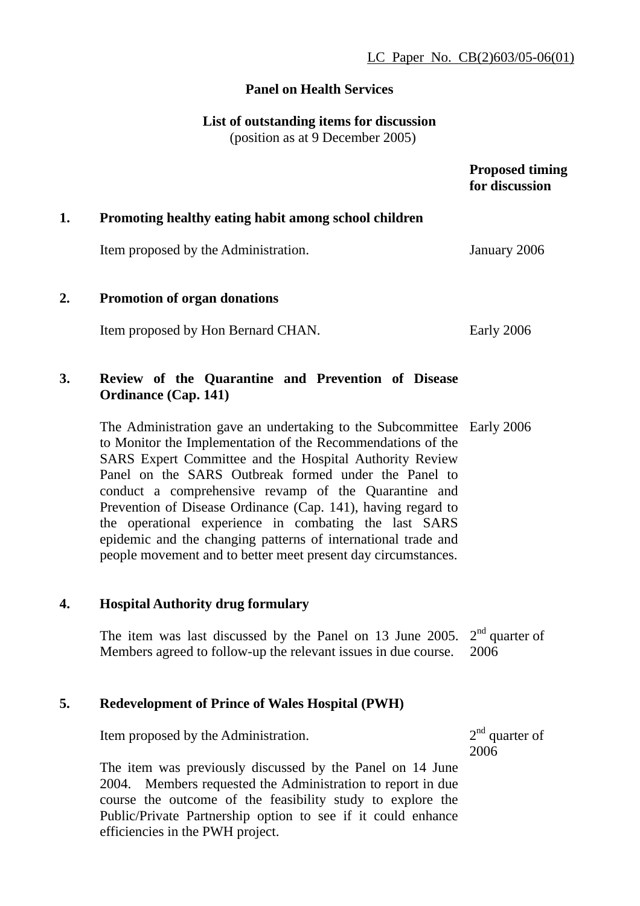LC Paper No. CB(2)603/05-06(01)

**Panel on Health Services**

**List of outstanding items for discussion**
(position as at 9 December 2005)

| | | **Proposed timing for discussion** |
|---|---|---|
| **1.** | **Promoting healthy eating habit among school children** | |
| | Item proposed by the Administration. | January 2006 |
| **2.** | **Promotion of organ donations** | |
| | Item proposed by Hon Bernard CHAN. | Early 2006 |
| **3.** | **Review of the Quarantine and Prevention of Disease Ordinance (Cap. 141)** | |
| | The Administration gave an undertaking to the Subcommittee to Monitor the Implementation of the Recommendations of the SARS Expert Committee and the Hospital Authority Review Panel on the SARS Outbreak formed under the Panel to conduct a comprehensive revamp of the Quarantine and Prevention of Disease Ordinance (Cap. 141), having regard to the operational experience in combating the last SARS epidemic and the changing patterns of international trade and people movement and to better meet present day circumstances. | Early 2006 |
| **4.** | **Hospital Authority drug formulary** | |
| | The item was last discussed by the Panel on 13 June 2005. Members agreed to follow-up the relevant issues in due course. | 2nd quarter of 2006 |
| **5.** | **Redevelopment of Prince of Wales Hospital (PWH)** | |
| | Item proposed by the Administration.<br><br>The item was previously discussed by the Panel on 14 June 2004. Members requested the Administration to report in due course the outcome of the feasibility study to explore the Public/Private Partnership option to see if it could enhance efficiencies in the PWH project. | 2nd quarter of 2006 |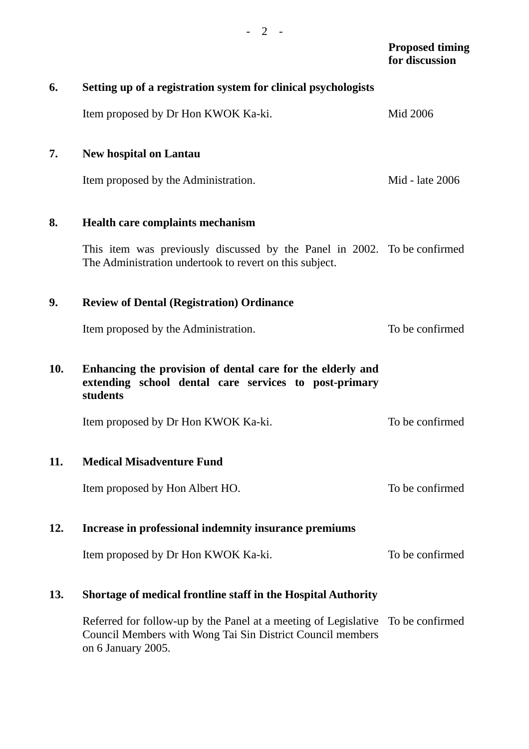| | | Proposed timing for discussion |
|---|---|---|
| **6.** | **Setting up of a registration system for clinical psychologists** | |
| | Item proposed by Dr Hon KWOK Ka-ki. | Mid 2006 |
| **7.** | **New hospital on Lantau** | |
| | Item proposed by the Administration. | Mid - late 2006 |
| **8.** | **Health care complaints mechanism** | |
| | This item was previously discussed by the Panel in 2002. The Administration undertook to revert on this subject. | To be confirmed |
| **9.** | **Review of Dental (Registration) Ordinance** | |
| | Item proposed by the Administration. | To be confirmed |
| **10.** | **Enhancing the provision of dental care for the elderly and extending school dental care services to post-primary students** | |
| | Item proposed by Dr Hon KWOK Ka-ki. | To be confirmed |
| **11.** | **Medical Misadventure Fund** | |
| | Item proposed by Hon Albert HO. | To be confirmed |
| **12.** | **Increase in professional indemnity insurance premiums** | |
| | Item proposed by Dr Hon KWOK Ka-ki. | To be confirmed |
| **13.** | **Shortage of medical frontline staff in the Hospital Authority** | |
| | Referred for follow-up by the Panel at a meeting of Legislative Council Members with Wong Tai Sin District Council members on 6 January 2005. | To be confirmed |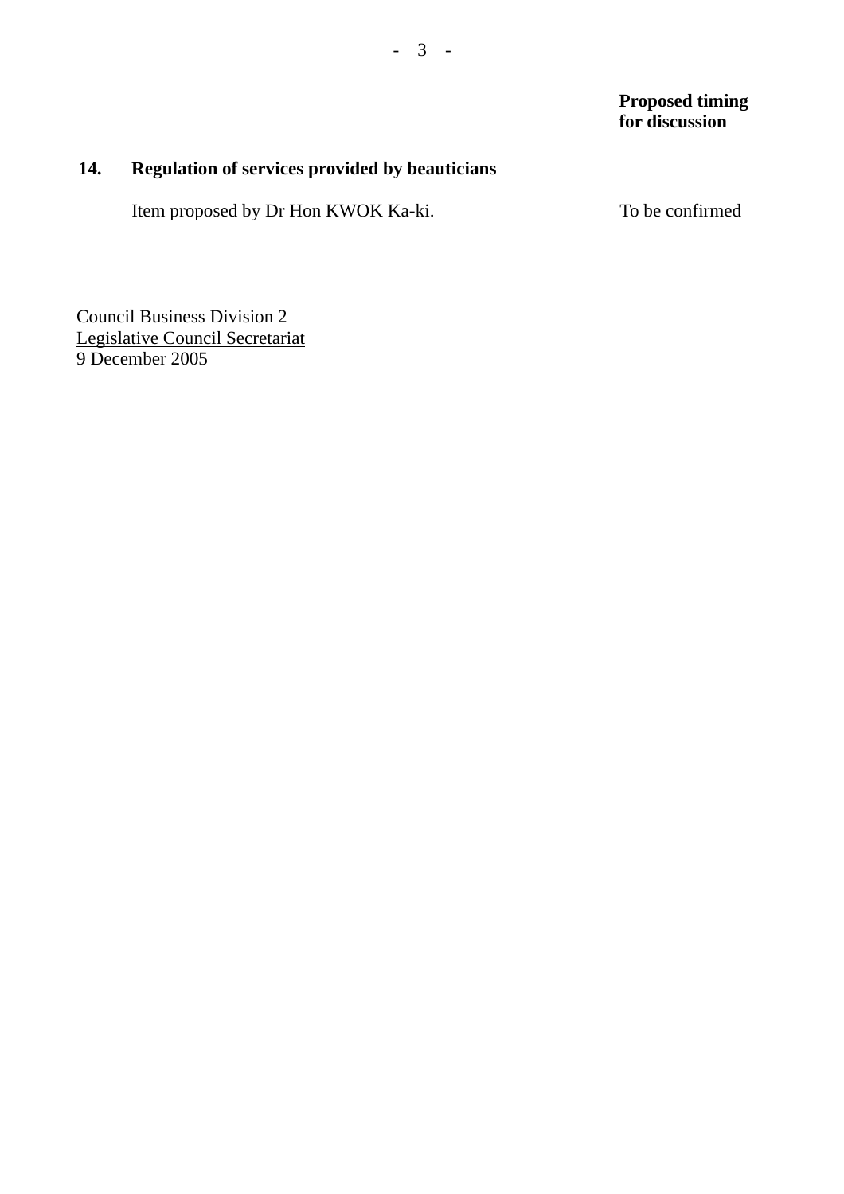**Proposed timing for discussion**

**14. Regulation of services provided by beauticians**

Item proposed by Dr Hon KWOK Ka-ki. — To be confirmed

Council Business Division 2
Legislative Council Secretariat
9 December 2005